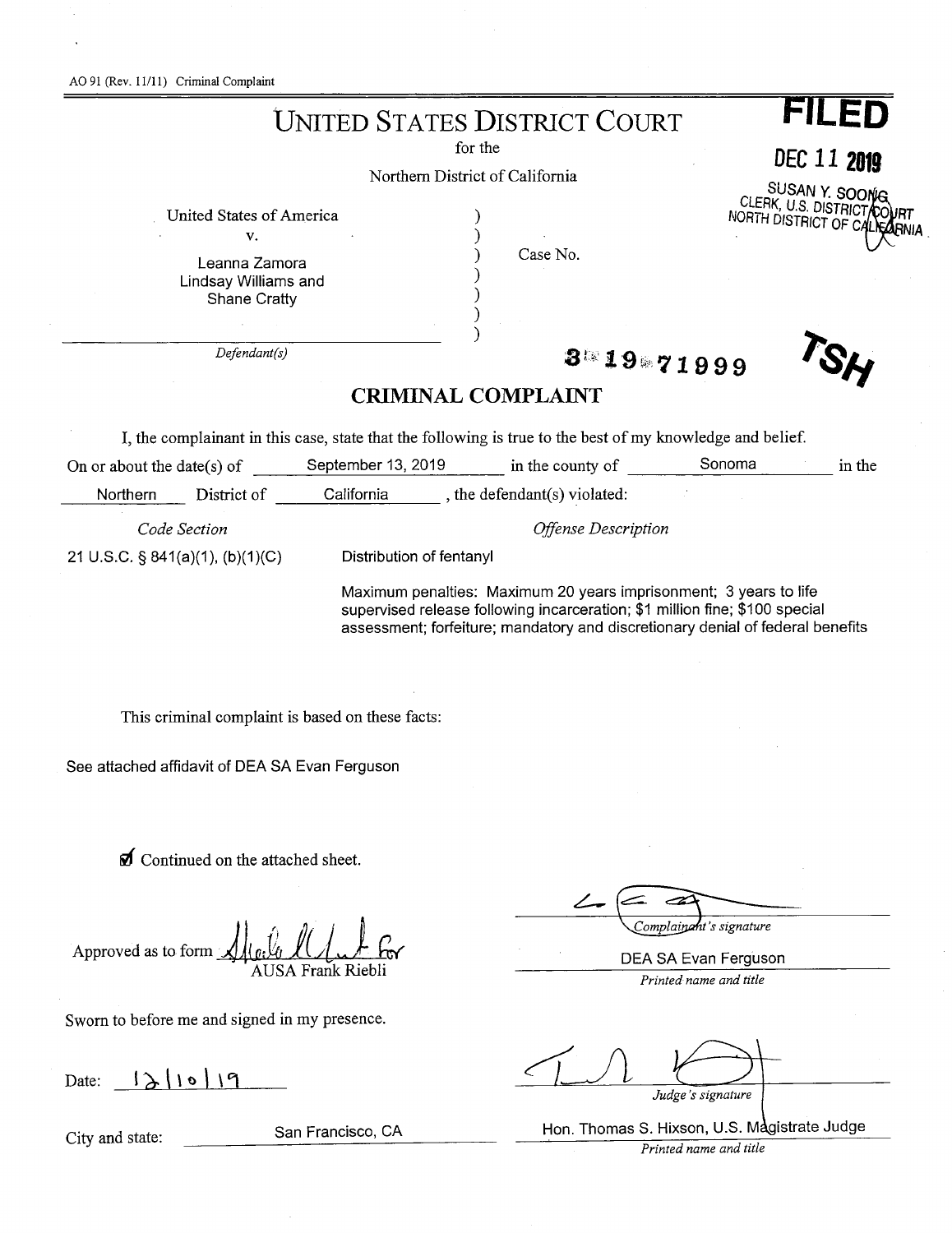AO 91 (Rev. 11/11) Criminal Complaint

# UNITED STATES DISTRICT COURT

for the

Northern District of California

**FILED**

**DEC 11 2019**

SUSAN Y. SOONG
CLERK, U.S. DISTRICT COURT
NORTH DISTRICT OF CALIFORNIA

United States of America
v.
Leanna Zamora
Lindsay Williams and
Shane Cratty

*Defendant(s)*

Case No. 3 19 71999 TSH

## CRIMINAL COMPLAINT

I, the complainant in this case, state that the following is true to the best of my knowledge and belief.

On or about the date(s) of September 13, 2019 in the county of Sonoma in the Northern District of California, the defendant(s) violated:

| *Code Section* | *Offense Description* |
|---|---|
| 21 U.S.C. § 841(a)(1), (b)(1)(C) | Distribution of fentanyl |
| | Maximum penalties: Maximum 20 years imprisonment; 3 years to life supervised release following incarceration; $1 million fine; $100 special assessment; forfeiture; mandatory and discretionary denial of federal benefits |

This criminal complaint is based on these facts:

See attached affidavit of DEA SA Evan Ferguson

☑ Continued on the attached sheet.

Approved as to form [signature] for AUSA Frank Riebli

[signature]
*Complainant's signature*

DEA SA Evan Ferguson
*Printed name and title*

Sworn to before me and signed in my presence.

Date: 12/10/19

[signature]
*Judge's signature*

City and state: San Francisco, CA

Hon. Thomas S. Hixson, U.S. Magistrate Judge
*Printed name and title*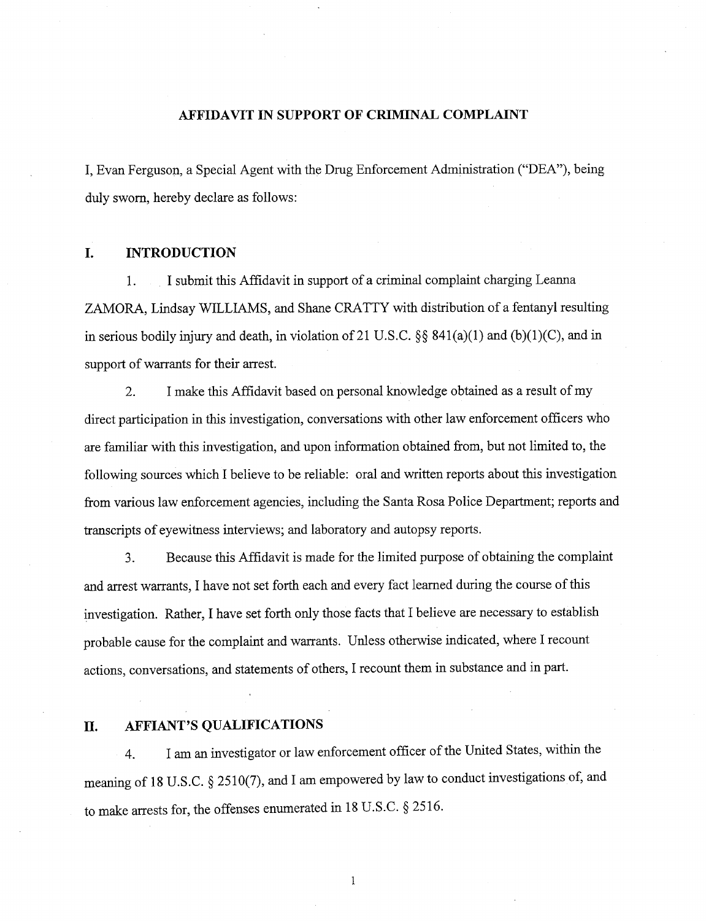# AFFIDAVIT IN SUPPORT OF CRIMINAL COMPLAINT

I, Evan Ferguson, a Special Agent with the Drug Enforcement Administration ("DEA"), being duly sworn, hereby declare as follows:

## I. INTRODUCTION

1. I submit this Affidavit in support of a criminal complaint charging Leanna ZAMORA, Lindsay WILLIAMS, and Shane CRATTY with distribution of a fentanyl resulting in serious bodily injury and death, in violation of 21 U.S.C. §§ 841(a)(1) and (b)(1)(C), and in support of warrants for their arrest.

2. I make this Affidavit based on personal knowledge obtained as a result of my direct participation in this investigation, conversations with other law enforcement officers who are familiar with this investigation, and upon information obtained from, but not limited to, the following sources which I believe to be reliable: oral and written reports about this investigation from various law enforcement agencies, including the Santa Rosa Police Department; reports and transcripts of eyewitness interviews; and laboratory and autopsy reports.

3. Because this Affidavit is made for the limited purpose of obtaining the complaint and arrest warrants, I have not set forth each and every fact learned during the course of this investigation. Rather, I have set forth only those facts that I believe are necessary to establish probable cause for the complaint and warrants. Unless otherwise indicated, where I recount actions, conversations, and statements of others, I recount them in substance and in part.

## II. AFFIANT'S QUALIFICATIONS

4. I am an investigator or law enforcement officer of the United States, within the meaning of 18 U.S.C. § 2510(7), and I am empowered by law to conduct investigations of, and to make arrests for, the offenses enumerated in 18 U.S.C. § 2516.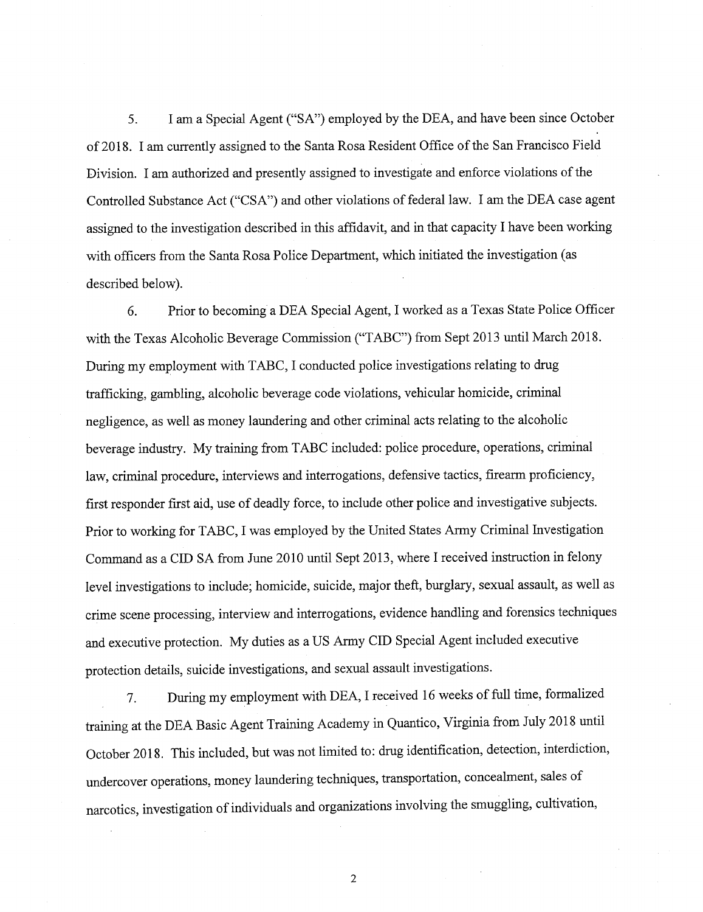5. I am a Special Agent ("SA") employed by the DEA, and have been since October of 2018. I am currently assigned to the Santa Rosa Resident Office of the San Francisco Field Division. I am authorized and presently assigned to investigate and enforce violations of the Controlled Substance Act ("CSA") and other violations of federal law. I am the DEA case agent assigned to the investigation described in this affidavit, and in that capacity I have been working with officers from the Santa Rosa Police Department, which initiated the investigation (as described below).

6. Prior to becoming a DEA Special Agent, I worked as a Texas State Police Officer with the Texas Alcoholic Beverage Commission ("TABC") from Sept 2013 until March 2018. During my employment with TABC, I conducted police investigations relating to drug trafficking, gambling, alcoholic beverage code violations, vehicular homicide, criminal negligence, as well as money laundering and other criminal acts relating to the alcoholic beverage industry. My training from TABC included: police procedure, operations, criminal law, criminal procedure, interviews and interrogations, defensive tactics, firearm proficiency, first responder first aid, use of deadly force, to include other police and investigative subjects. Prior to working for TABC, I was employed by the United States Army Criminal Investigation Command as a CID SA from June 2010 until Sept 2013, where I received instruction in felony level investigations to include; homicide, suicide, major theft, burglary, sexual assault, as well as crime scene processing, interview and interrogations, evidence handling and forensics techniques and executive protection. My duties as a US Army CID Special Agent included executive protection details, suicide investigations, and sexual assault investigations.

7. During my employment with DEA, I received 16 weeks of full time, formalized training at the DEA Basic Agent Training Academy in Quantico, Virginia from July 2018 until October 2018. This included, but was not limited to: drug identification, detection, interdiction, undercover operations, money laundering techniques, transportation, concealment, sales of narcotics, investigation of individuals and organizations involving the smuggling, cultivation,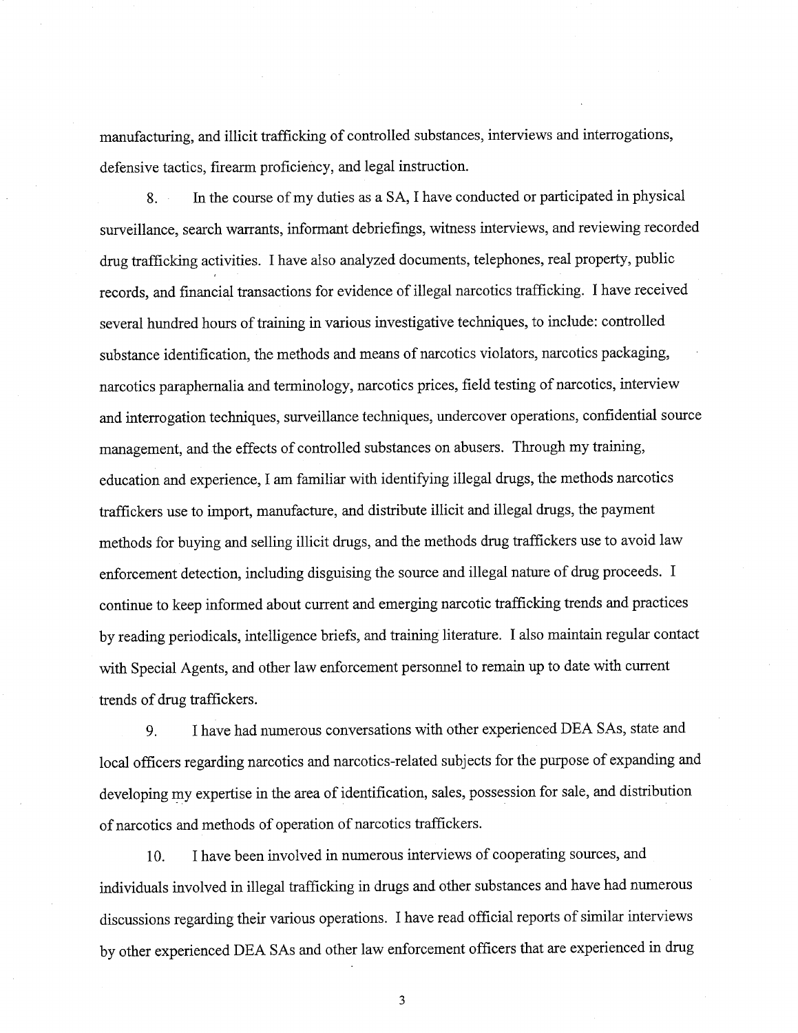manufacturing, and illicit trafficking of controlled substances, interviews and interrogations, defensive tactics, firearm proficiency, and legal instruction.

8. In the course of my duties as a SA, I have conducted or participated in physical surveillance, search warrants, informant debriefings, witness interviews, and reviewing recorded drug trafficking activities. I have also analyzed documents, telephones, real property, public records, and financial transactions for evidence of illegal narcotics trafficking. I have received several hundred hours of training in various investigative techniques, to include: controlled substance identification, the methods and means of narcotics violators, narcotics packaging, narcotics paraphernalia and terminology, narcotics prices, field testing of narcotics, interview and interrogation techniques, surveillance techniques, undercover operations, confidential source management, and the effects of controlled substances on abusers. Through my training, education and experience, I am familiar with identifying illegal drugs, the methods narcotics traffickers use to import, manufacture, and distribute illicit and illegal drugs, the payment methods for buying and selling illicit drugs, and the methods drug traffickers use to avoid law enforcement detection, including disguising the source and illegal nature of drug proceeds. I continue to keep informed about current and emerging narcotic trafficking trends and practices by reading periodicals, intelligence briefs, and training literature. I also maintain regular contact with Special Agents, and other law enforcement personnel to remain up to date with current trends of drug traffickers.

9. I have had numerous conversations with other experienced DEA SAs, state and local officers regarding narcotics and narcotics-related subjects for the purpose of expanding and developing my expertise in the area of identification, sales, possession for sale, and distribution of narcotics and methods of operation of narcotics traffickers.

10. I have been involved in numerous interviews of cooperating sources, and individuals involved in illegal trafficking in drugs and other substances and have had numerous discussions regarding their various operations. I have read official reports of similar interviews by other experienced DEA SAs and other law enforcement officers that are experienced in drug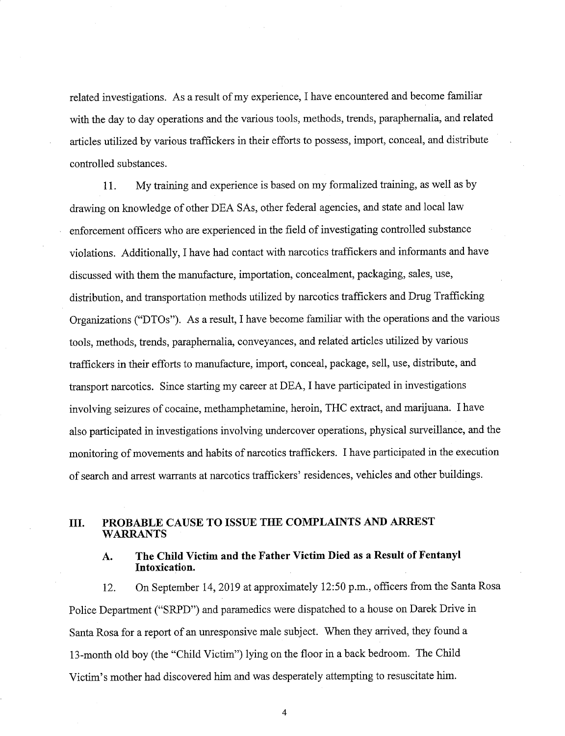related investigations. As a result of my experience, I have encountered and become familiar with the day to day operations and the various tools, methods, trends, paraphernalia, and related articles utilized by various traffickers in their efforts to possess, import, conceal, and distribute controlled substances.

11. My training and experience is based on my formalized training, as well as by drawing on knowledge of other DEA SAs, other federal agencies, and state and local law enforcement officers who are experienced in the field of investigating controlled substance violations. Additionally, I have had contact with narcotics traffickers and informants and have discussed with them the manufacture, importation, concealment, packaging, sales, use, distribution, and transportation methods utilized by narcotics traffickers and Drug Trafficking Organizations ("DTOs"). As a result, I have become familiar with the operations and the various tools, methods, trends, paraphernalia, conveyances, and related articles utilized by various traffickers in their efforts to manufacture, import, conceal, package, sell, use, distribute, and transport narcotics. Since starting my career at DEA, I have participated in investigations involving seizures of cocaine, methamphetamine, heroin, THC extract, and marijuana. I have also participated in investigations involving undercover operations, physical surveillance, and the monitoring of movements and habits of narcotics traffickers. I have participated in the execution of search and arrest warrants at narcotics traffickers' residences, vehicles and other buildings.

## III. PROBABLE CAUSE TO ISSUE THE COMPLAINTS AND ARREST WARRANTS

### A. The Child Victim and the Father Victim Died as a Result of Fentanyl Intoxication.

12. On September 14, 2019 at approximately 12:50 p.m., officers from the Santa Rosa Police Department ("SRPD") and paramedics were dispatched to a house on Darek Drive in Santa Rosa for a report of an unresponsive male subject. When they arrived, they found a 13-month old boy (the "Child Victim") lying on the floor in a back bedroom. The Child Victim's mother had discovered him and was desperately attempting to resuscitate him.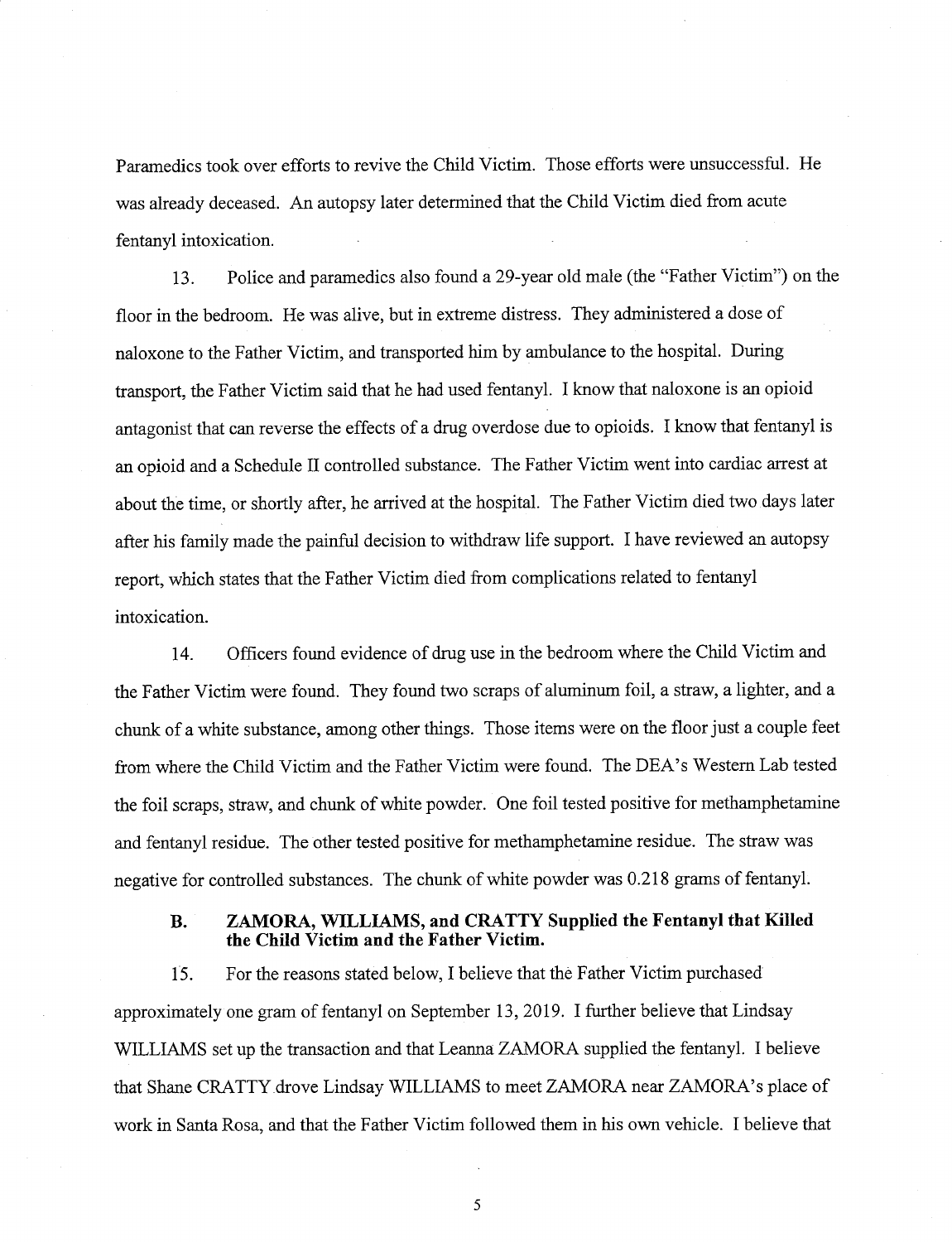Paramedics took over efforts to revive the Child Victim. Those efforts were unsuccessful. He was already deceased. An autopsy later determined that the Child Victim died from acute fentanyl intoxication.

13. Police and paramedics also found a 29-year old male (the "Father Victim") on the floor in the bedroom. He was alive, but in extreme distress. They administered a dose of naloxone to the Father Victim, and transported him by ambulance to the hospital. During transport, the Father Victim said that he had used fentanyl. I know that naloxone is an opioid antagonist that can reverse the effects of a drug overdose due to opioids. I know that fentanyl is an opioid and a Schedule II controlled substance. The Father Victim went into cardiac arrest at about the time, or shortly after, he arrived at the hospital. The Father Victim died two days later after his family made the painful decision to withdraw life support. I have reviewed an autopsy report, which states that the Father Victim died from complications related to fentanyl intoxication.

14. Officers found evidence of drug use in the bedroom where the Child Victim and the Father Victim were found. They found two scraps of aluminum foil, a straw, a lighter, and a chunk of a white substance, among other things. Those items were on the floor just a couple feet from where the Child Victim and the Father Victim were found. The DEA's Western Lab tested the foil scraps, straw, and chunk of white powder. One foil tested positive for methamphetamine and fentanyl residue. The other tested positive for methamphetamine residue. The straw was negative for controlled substances. The chunk of white powder was 0.218 grams of fentanyl.

### B. ZAMORA, WILLIAMS, and CRATTY Supplied the Fentanyl that Killed the Child Victim and the Father Victim.

15. For the reasons stated below, I believe that the Father Victim purchased approximately one gram of fentanyl on September 13, 2019. I further believe that Lindsay WILLIAMS set up the transaction and that Leanna ZAMORA supplied the fentanyl. I believe that Shane CRATTY drove Lindsay WILLIAMS to meet ZAMORA near ZAMORA's place of work in Santa Rosa, and that the Father Victim followed them in his own vehicle. I believe that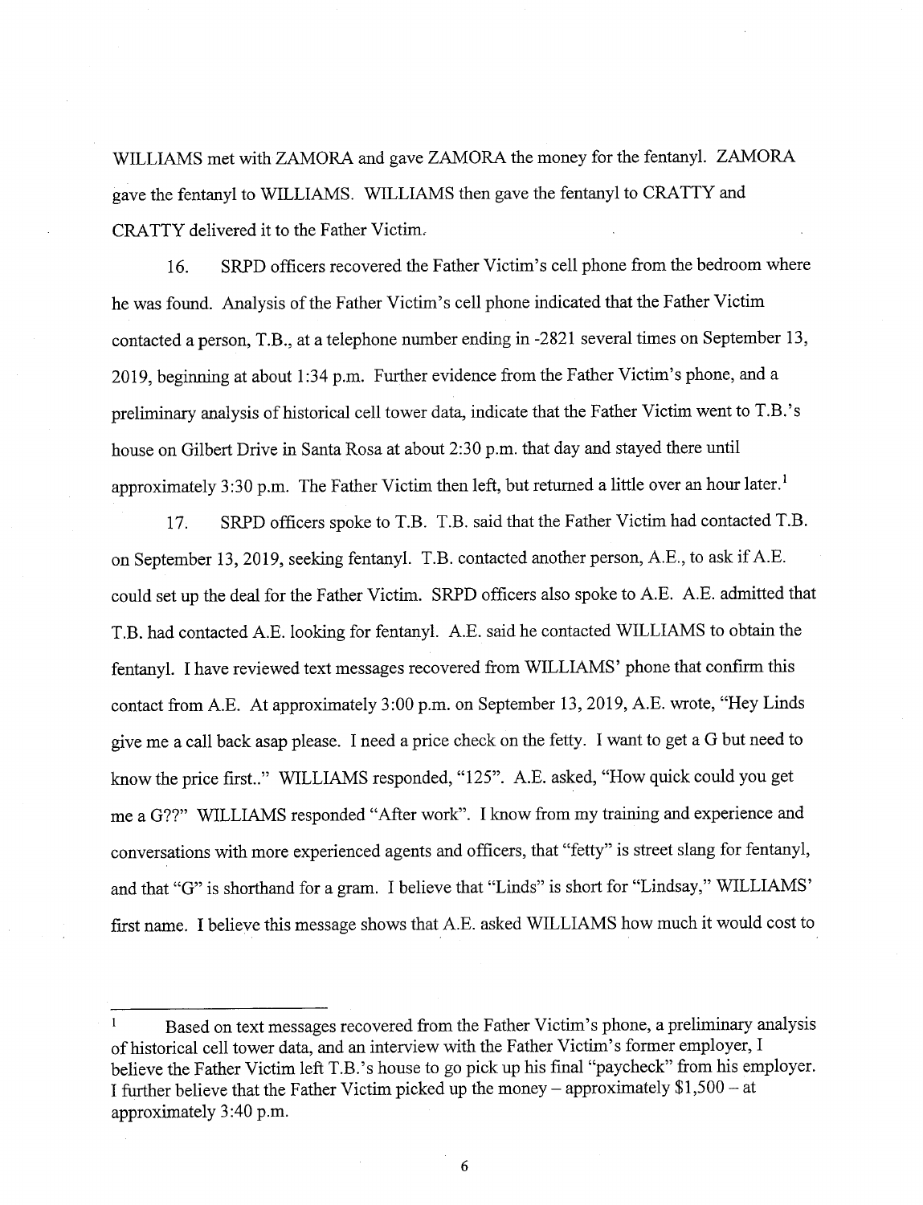WILLIAMS met with ZAMORA and gave ZAMORA the money for the fentanyl. ZAMORA gave the fentanyl to WILLIAMS. WILLIAMS then gave the fentanyl to CRATTY and CRATTY delivered it to the Father Victim.

16. SRPD officers recovered the Father Victim's cell phone from the bedroom where he was found. Analysis of the Father Victim's cell phone indicated that the Father Victim contacted a person, T.B., at a telephone number ending in -2821 several times on September 13, 2019, beginning at about 1:34 p.m. Further evidence from the Father Victim's phone, and a preliminary analysis of historical cell tower data, indicate that the Father Victim went to T.B.'s house on Gilbert Drive in Santa Rosa at about 2:30 p.m. that day and stayed there until approximately 3:30 p.m. The Father Victim then left, but returned a little over an hour later.[1]

17. SRPD officers spoke to T.B. T.B. said that the Father Victim had contacted T.B. on September 13, 2019, seeking fentanyl. T.B. contacted another person, A.E., to ask if A.E. could set up the deal for the Father Victim. SRPD officers also spoke to A.E. A.E. admitted that T.B. had contacted A.E. looking for fentanyl. A.E. said he contacted WILLIAMS to obtain the fentanyl. I have reviewed text messages recovered from WILLIAMS' phone that confirm this contact from A.E. At approximately 3:00 p.m. on September 13, 2019, A.E. wrote, "Hey Linds give me a call back asap please. I need a price check on the fetty. I want to get a G but need to know the price first.." WILLIAMS responded, "125". A.E. asked, "How quick could you get me a G??" WILLIAMS responded "After work". I know from my training and experience and conversations with more experienced agents and officers, that "fetty" is street slang for fentanyl, and that "G" is shorthand for a gram. I believe that "Linds" is short for "Lindsay," WILLIAMS' first name. I believe this message shows that A.E. asked WILLIAMS how much it would cost to

---

[1] Based on text messages recovered from the Father Victim's phone, a preliminary analysis of historical cell tower data, and an interview with the Father Victim's former employer, I believe the Father Victim left T.B.'s house to go pick up his final "paycheck" from his employer. I further believe that the Father Victim picked up the money – approximately $1,500 – at approximately 3:40 p.m.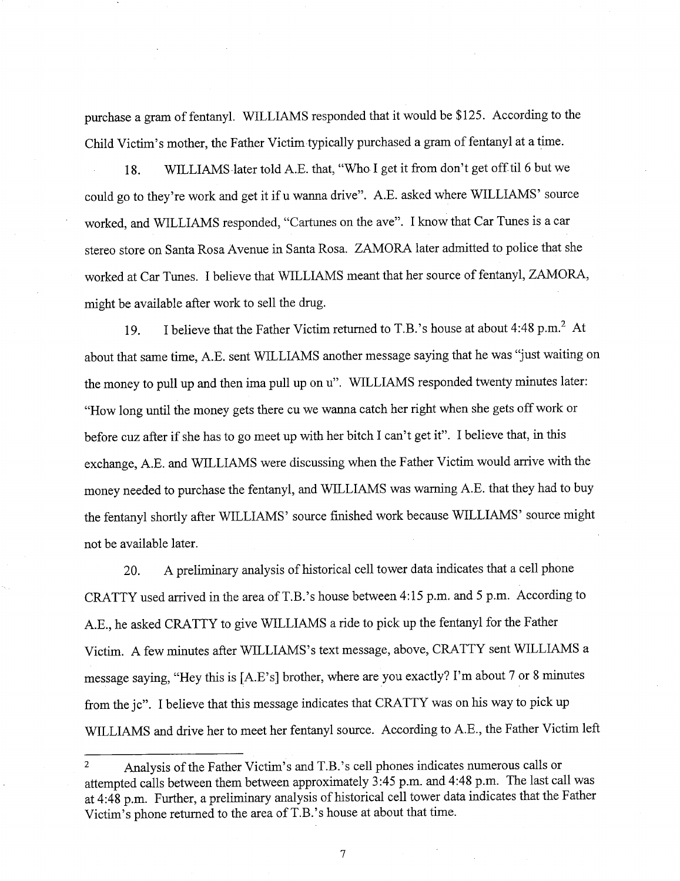purchase a gram of fentanyl. WILLIAMS responded that it would be $125. According to the Child Victim's mother, the Father Victim typically purchased a gram of fentanyl at a time.

18. WILLIAMS later told A.E. that, "Who I get it from don't get off til 6 but we could go to they're work and get it if u wanna drive". A.E. asked where WILLIAMS' source worked, and WILLIAMS responded, "Cartunes on the ave". I know that Car Tunes is a car stereo store on Santa Rosa Avenue in Santa Rosa. ZAMORA later admitted to police that she worked at Car Tunes. I believe that WILLIAMS meant that her source of fentanyl, ZAMORA, might be available after work to sell the drug.

19. I believe that the Father Victim returned to T.B.'s house at about 4:48 p.m.[2] At about that same time, A.E. sent WILLIAMS another message saying that he was "just waiting on the money to pull up and then ima pull up on u". WILLIAMS responded twenty minutes later: "How long until the money gets there cu we wanna catch her right when she gets off work or before cuz after if she has to go meet up with her bitch I can't get it". I believe that, in this exchange, A.E. and WILLIAMS were discussing when the Father Victim would arrive with the money needed to purchase the fentanyl, and WILLIAMS was warning A.E. that they had to buy the fentanyl shortly after WILLIAMS' source finished work because WILLIAMS' source might not be available later.

20. A preliminary analysis of historical cell tower data indicates that a cell phone CRATTY used arrived in the area of T.B.'s house between 4:15 p.m. and 5 p.m. According to A.E., he asked CRATTY to give WILLIAMS a ride to pick up the fentanyl for the Father Victim. A few minutes after WILLIAMS's text message, above, CRATTY sent WILLIAMS a message saying, "Hey this is [A.E's] brother, where are you exactly? I'm about 7 or 8 minutes from the jc". I believe that this message indicates that CRATTY was on his way to pick up WILLIAMS and drive her to meet her fentanyl source. According to A.E., the Father Victim left

---

[2] Analysis of the Father Victim's and T.B.'s cell phones indicates numerous calls or attempted calls between them between approximately 3:45 p.m. and 4:48 p.m. The last call was at 4:48 p.m. Further, a preliminary analysis of historical cell tower data indicates that the Father Victim's phone returned to the area of T.B.'s house at about that time.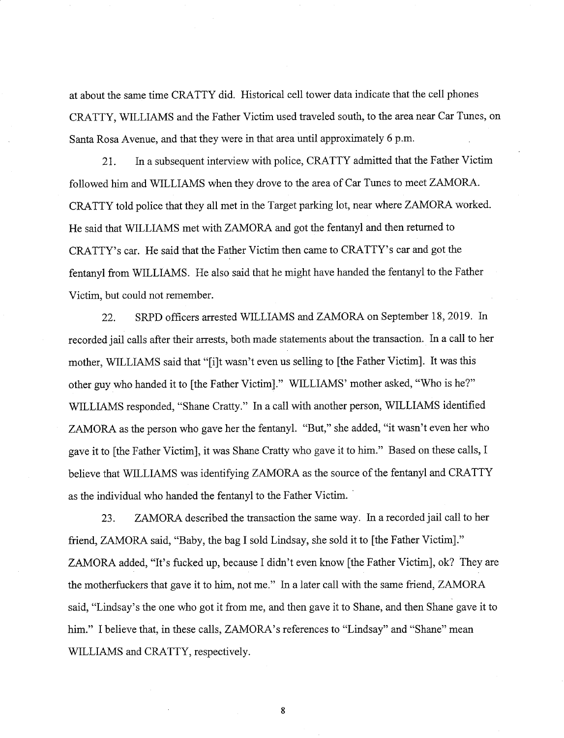at about the same time CRATTY did. Historical cell tower data indicate that the cell phones CRATTY, WILLIAMS and the Father Victim used traveled south, to the area near Car Tunes, on Santa Rosa Avenue, and that they were in that area until approximately 6 p.m.

21. In a subsequent interview with police, CRATTY admitted that the Father Victim followed him and WILLIAMS when they drove to the area of Car Tunes to meet ZAMORA. CRATTY told police that they all met in the Target parking lot, near where ZAMORA worked. He said that WILLIAMS met with ZAMORA and got the fentanyl and then returned to CRATTY's car. He said that the Father Victim then came to CRATTY's car and got the fentanyl from WILLIAMS. He also said that he might have handed the fentanyl to the Father Victim, but could not remember.

22. SRPD officers arrested WILLIAMS and ZAMORA on September 18, 2019. In recorded jail calls after their arrests, both made statements about the transaction. In a call to her mother, WILLIAMS said that "[i]t wasn't even us selling to [the Father Victim]. It was this other guy who handed it to [the Father Victim]." WILLIAMS' mother asked, "Who is he?" WILLIAMS responded, "Shane Cratty." In a call with another person, WILLIAMS identified ZAMORA as the person who gave her the fentanyl. "But," she added, "it wasn't even her who gave it to [the Father Victim], it was Shane Cratty who gave it to him." Based on these calls, I believe that WILLIAMS was identifying ZAMORA as the source of the fentanyl and CRATTY as the individual who handed the fentanyl to the Father Victim.

23. ZAMORA described the transaction the same way. In a recorded jail call to her friend, ZAMORA said, "Baby, the bag I sold Lindsay, she sold it to [the Father Victim]." ZAMORA added, "It's fucked up, because I didn't even know [the Father Victim], ok? They are the motherfuckers that gave it to him, not me." In a later call with the same friend, ZAMORA said, "Lindsay's the one who got it from me, and then gave it to Shane, and then Shane gave it to him." I believe that, in these calls, ZAMORA's references to "Lindsay" and "Shane" mean WILLIAMS and CRATTY, respectively.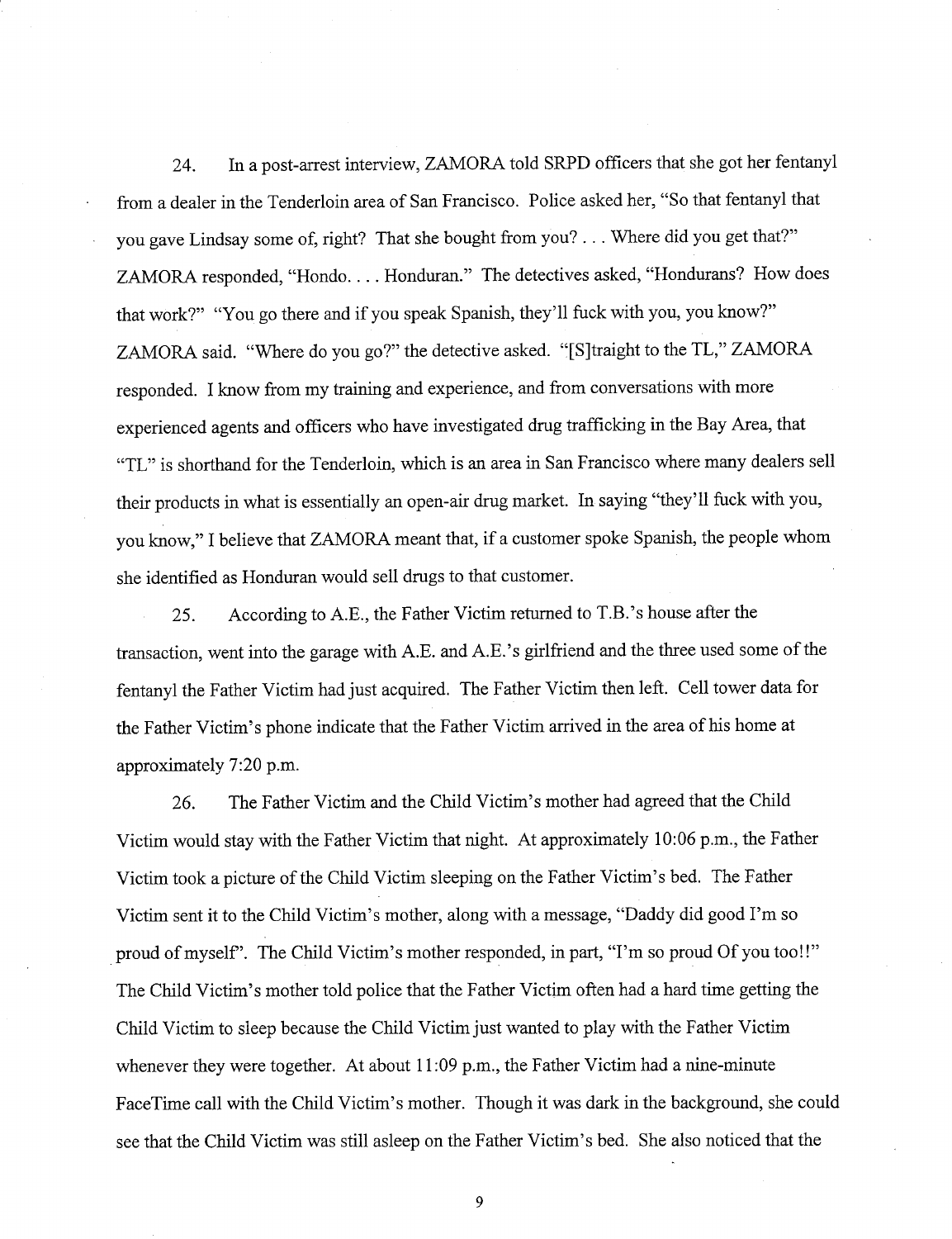24. In a post-arrest interview, ZAMORA told SRPD officers that she got her fentanyl from a dealer in the Tenderloin area of San Francisco. Police asked her, "So that fentanyl that you gave Lindsay some of, right? That she bought from you? . . . Where did you get that?" ZAMORA responded, "Hondo. . . . Honduran." The detectives asked, "Hondurans? How does that work?" "You go there and if you speak Spanish, they'll fuck with you, you know?" ZAMORA said. "Where do you go?" the detective asked. "[S]traight to the TL," ZAMORA responded. I know from my training and experience, and from conversations with more experienced agents and officers who have investigated drug trafficking in the Bay Area, that "TL" is shorthand for the Tenderloin, which is an area in San Francisco where many dealers sell their products in what is essentially an open-air drug market. In saying "they'll fuck with you, you know," I believe that ZAMORA meant that, if a customer spoke Spanish, the people whom she identified as Honduran would sell drugs to that customer.

25. According to A.E., the Father Victim returned to T.B.'s house after the transaction, went into the garage with A.E. and A.E.'s girlfriend and the three used some of the fentanyl the Father Victim had just acquired. The Father Victim then left. Cell tower data for the Father Victim's phone indicate that the Father Victim arrived in the area of his home at approximately 7:20 p.m.

26. The Father Victim and the Child Victim's mother had agreed that the Child Victim would stay with the Father Victim that night. At approximately 10:06 p.m., the Father Victim took a picture of the Child Victim sleeping on the Father Victim's bed. The Father Victim sent it to the Child Victim's mother, along with a message, "Daddy did good I'm so proud of myself". The Child Victim's mother responded, in part, "I'm so proud Of you too!!" The Child Victim's mother told police that the Father Victim often had a hard time getting the Child Victim to sleep because the Child Victim just wanted to play with the Father Victim whenever they were together. At about 11:09 p.m., the Father Victim had a nine-minute FaceTime call with the Child Victim's mother. Though it was dark in the background, she could see that the Child Victim was still asleep on the Father Victim's bed. She also noticed that the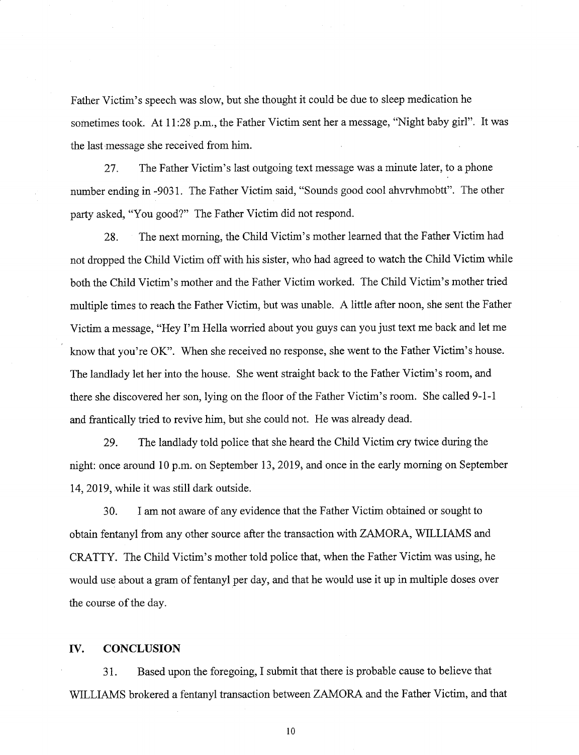Father Victim's speech was slow, but she thought it could be due to sleep medication he sometimes took. At 11:28 p.m., the Father Victim sent her a message, "Night baby girl". It was the last message she received from him.

27. The Father Victim's last outgoing text message was a minute later, to a phone number ending in -9031. The Father Victim said, "Sounds good cool ahvrvhmobtt". The other party asked, "You good?" The Father Victim did not respond.

28. The next morning, the Child Victim's mother learned that the Father Victim had not dropped the Child Victim off with his sister, who had agreed to watch the Child Victim while both the Child Victim's mother and the Father Victim worked. The Child Victim's mother tried multiple times to reach the Father Victim, but was unable. A little after noon, she sent the Father Victim a message, "Hey I'm Hella worried about you guys can you just text me back and let me know that you're OK". When she received no response, she went to the Father Victim's house. The landlady let her into the house. She went straight back to the Father Victim's room, and there she discovered her son, lying on the floor of the Father Victim's room. She called 9-1-1 and frantically tried to revive him, but she could not. He was already dead.

29. The landlady told police that she heard the Child Victim cry twice during the night: once around 10 p.m. on September 13, 2019, and once in the early morning on September 14, 2019, while it was still dark outside.

30. I am not aware of any evidence that the Father Victim obtained or sought to obtain fentanyl from any other source after the transaction with ZAMORA, WILLIAMS and CRATTY. The Child Victim's mother told police that, when the Father Victim was using, he would use about a gram of fentanyl per day, and that he would use it up in multiple doses over the course of the day.

## IV. CONCLUSION

31. Based upon the foregoing, I submit that there is probable cause to believe that WILLIAMS brokered a fentanyl transaction between ZAMORA and the Father Victim, and that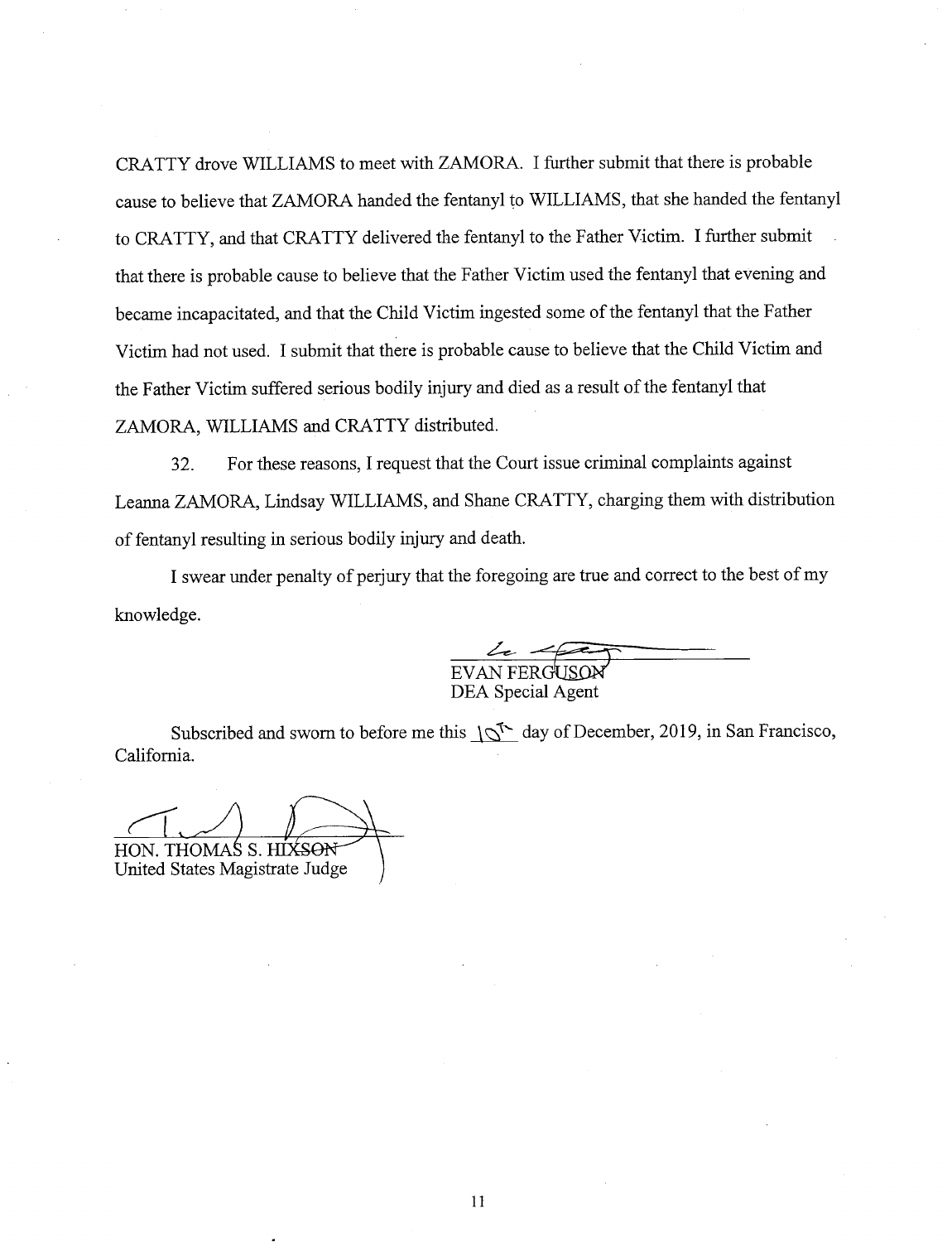CRATTY drove WILLIAMS to meet with ZAMORA. I further submit that there is probable cause to believe that ZAMORA handed the fentanyl to WILLIAMS, that she handed the fentanyl to CRATTY, and that CRATTY delivered the fentanyl to the Father Victim. I further submit that there is probable cause to believe that the Father Victim used the fentanyl that evening and became incapacitated, and that the Child Victim ingested some of the fentanyl that the Father Victim had not used. I submit that there is probable cause to believe that the Child Victim and the Father Victim suffered serious bodily injury and died as a result of the fentanyl that ZAMORA, WILLIAMS and CRATTY distributed.

32. For these reasons, I request that the Court issue criminal complaints against Leanna ZAMORA, Lindsay WILLIAMS, and Shane CRATTY, charging them with distribution of fentanyl resulting in serious bodily injury and death.

I swear under penalty of perjury that the foregoing are true and correct to the best of my knowledge.

EVAN FERGUSON
DEA Special Agent

Subscribed and sworn to before me this 10th day of December, 2019, in San Francisco, California.

HON. THOMAS S. HIXSON
United States Magistrate Judge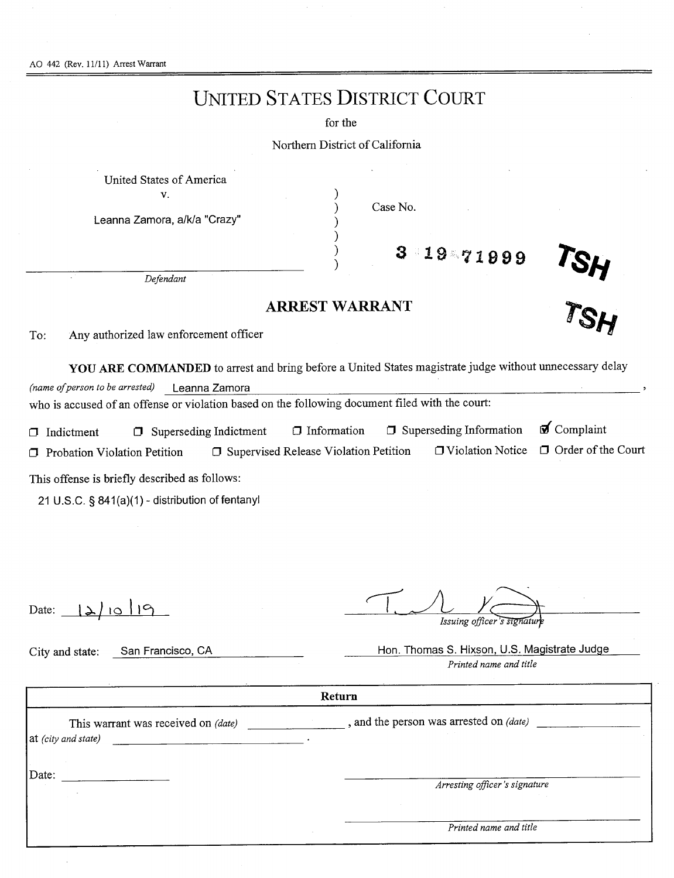AO 442 (Rev. 11/11) Arrest Warrant

# UNITED STATES DISTRICT COURT

for the

Northern District of California

United States of America
v.
Leanna Zamora, a/k/a "Crazy"

*Defendant*

Case No. 3 19 71999 TSH

TSH

## ARREST WARRANT

To: Any authorized law enforcement officer

**YOU ARE COMMANDED** to arrest and bring before a United States magistrate judge without unnecessary delay

*(name of person to be arrested)* Leanna Zamora ,

who is accused of an offense or violation based on the following document filed with the court:

☐ Indictment ☐ Superseding Indictment ☐ Information ☐ Superseding Information ☑ Complaint
☐ Probation Violation Petition ☐ Supervised Release Violation Petition ☐ Violation Notice ☐ Order of the Court

This offense is briefly described as follows:

21 U.S.C. § 841(a)(1) - distribution of fentanyl

Date: 12/10/19

*Issuing officer's signature*

City and state: San Francisco, CA

Hon. Thomas S. Hixson, U.S. Magistrate Judge
*Printed name and title*

---

**Return**

This warrant was received on *(date)* \_\_\_\_\_\_\_\_\_\_, and the person was arrested on *(date)* \_\_\_\_\_\_\_\_\_\_
at *(city and state)* \_\_\_\_\_\_\_\_\_\_\_\_\_\_\_\_\_\_\_\_ .

Date: \_\_\_\_\_\_\_\_\_\_

*Arresting officer's signature*

*Printed name and title*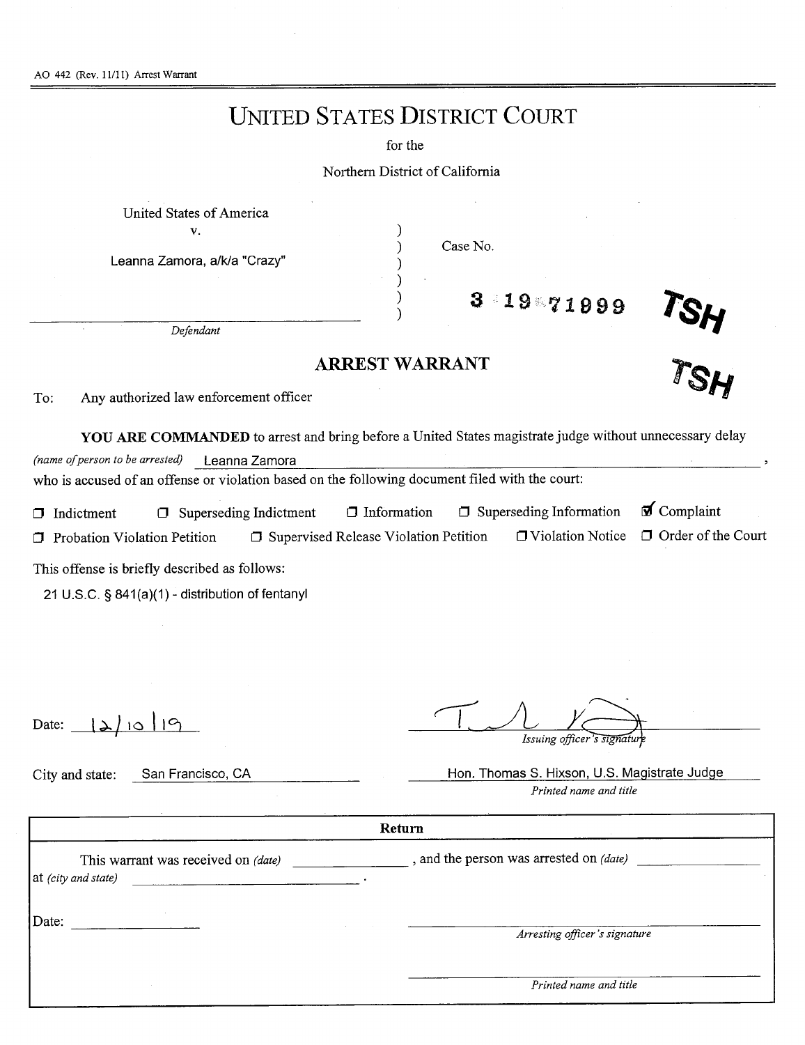AO 442 (Rev. 11/11) Arrest Warrant

# UNITED STATES DISTRICT COURT

for the

Northern District of California

United States of America
v.
Leanna Zamora, a/k/a "Crazy"

*Defendant*

Case No. 3 19 71999 TSH

TSH

## ARREST WARRANT

To: Any authorized law enforcement officer

**YOU ARE COMMANDED** to arrest and bring before a United States magistrate judge without unnecessary delay *(name of person to be arrested)* Leanna Zamora, who is accused of an offense or violation based on the following document filed with the court:

☐ Indictment ☐ Superseding Indictment ☐ Information ☐ Superseding Information ☑ Complaint
☐ Probation Violation Petition ☐ Supervised Release Violation Petition ☐ Violation Notice ☐ Order of the Court

This offense is briefly described as follows:

21 U.S.C. § 841(a)(1) - distribution of fentanyl

Date: 12/10/19

*Issuing officer's signature*

City and state: San Francisco, CA

Hon. Thomas S. Hixson, U.S. Magistrate Judge
*Printed name and title*

**Return**

This warrant was received on *(date)* ____________, and the person was arrested on *(date)* ____________ at *(city and state)* ____________.

Date: ____________

*Arresting officer's signature*

*Printed name and title*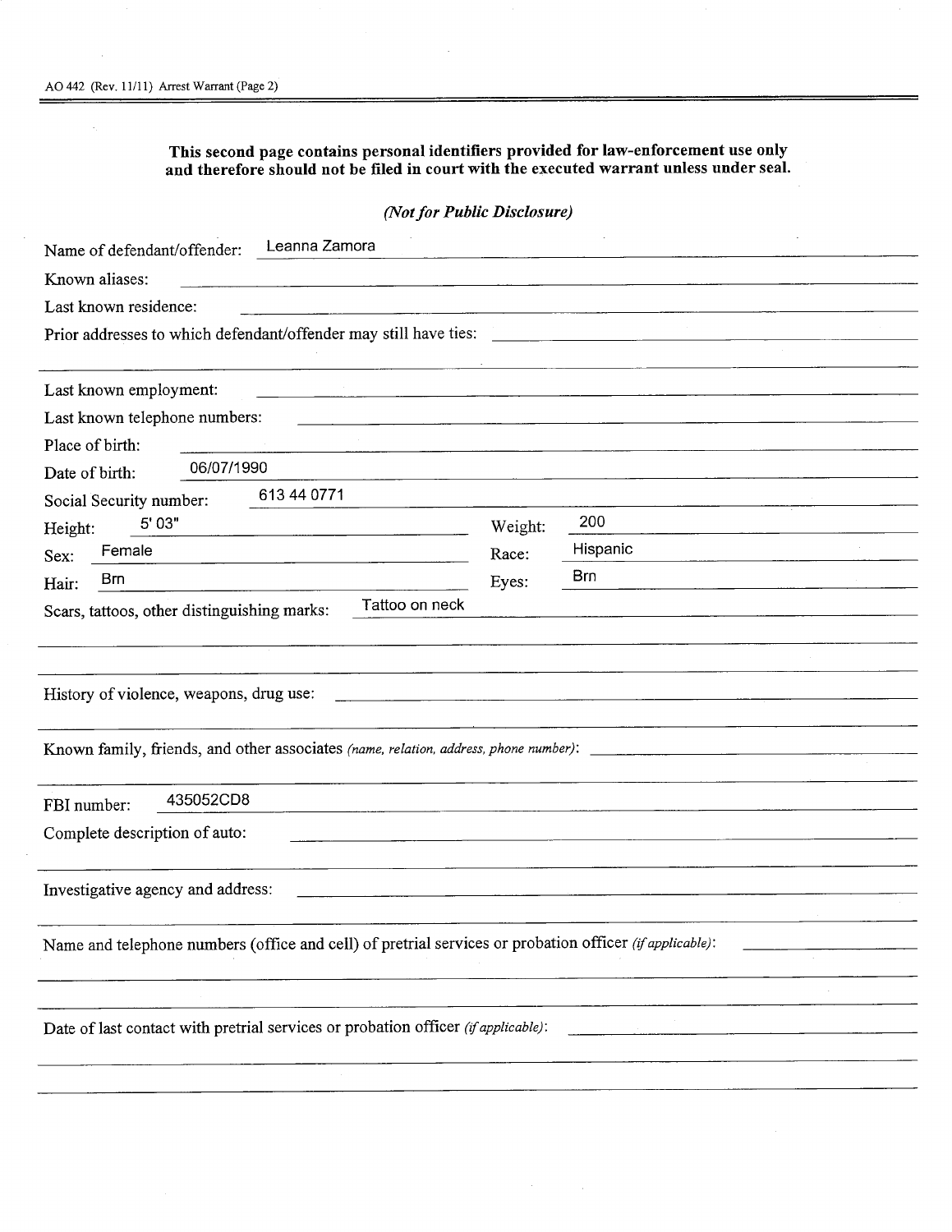AO 442 (Rev. 11/11) Arrest Warrant (Page 2)

**This second page contains personal identifiers provided for law-enforcement use only and therefore should not be filed in court with the executed warrant unless under seal.**

*(Not for Public Disclosure)*

Name of defendant/offender: Leanna Zamora

Known aliases:

Last known residence:

Prior addresses to which defendant/offender may still have ties:

Last known employment:

Last known telephone numbers:

Place of birth:

Date of birth: 06/07/1990

Social Security number: 613 44 0771

Height: 5' 03" Weight: 200

Sex: Female Race: Hispanic

Hair: Brn Eyes: Brn

Scars, tattoos, other distinguishing marks: Tattoo on neck

History of violence, weapons, drug use:

Known family, friends, and other associates *(name, relation, address, phone number)*:

FBI number: 435052CD8

Complete description of auto:

Investigative agency and address:

Name and telephone numbers (office and cell) of pretrial services or probation officer *(if applicable)*:

Date of last contact with pretrial services or probation officer *(if applicable)*: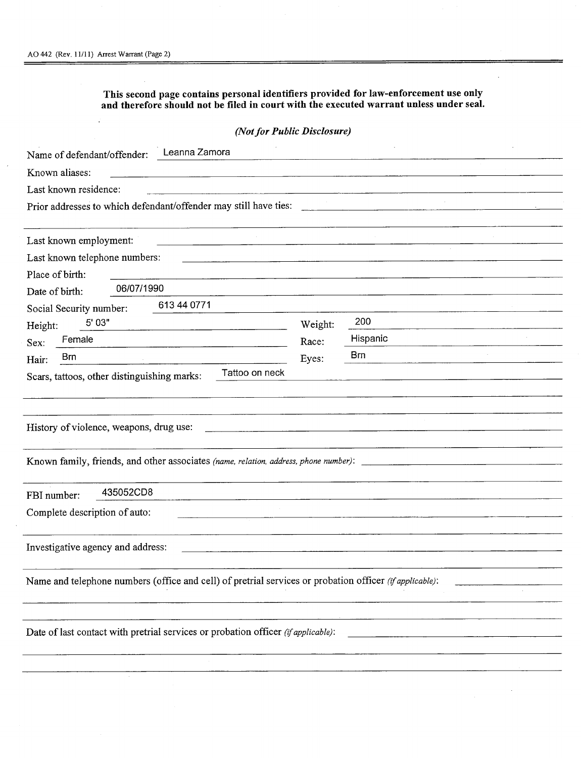AO 442 (Rev. 11/11) Arrest Warrant (Page 2)

**This second page contains personal identifiers provided for law-enforcement use only and therefore should not be filed in court with the executed warrant unless under seal.**

***(Not for Public Disclosure)***

Name of defendant/offender: Leanna Zamora

Known aliases:

Last known residence:

Prior addresses to which defendant/offender may still have ties:

Last known employment:

Last known telephone numbers:

Place of birth:

Date of birth: 06/07/1990

Social Security number: [REDACTED]

Height: 5' 03" Weight: 200

Sex: Female Race: Hispanic

Hair: Brn Eyes: Brn

Scars, tattoos, other distinguishing marks: Tattoo on neck

History of violence, weapons, drug use:

Known family, friends, and other associates *(name, relation, address, phone number)*:

FBI number: 435052CD8

Complete description of auto:

Investigative agency and address:

Name and telephone numbers (office and cell) of pretrial services or probation officer *(if applicable)*:

Date of last contact with pretrial services or probation officer *(if applicable)*: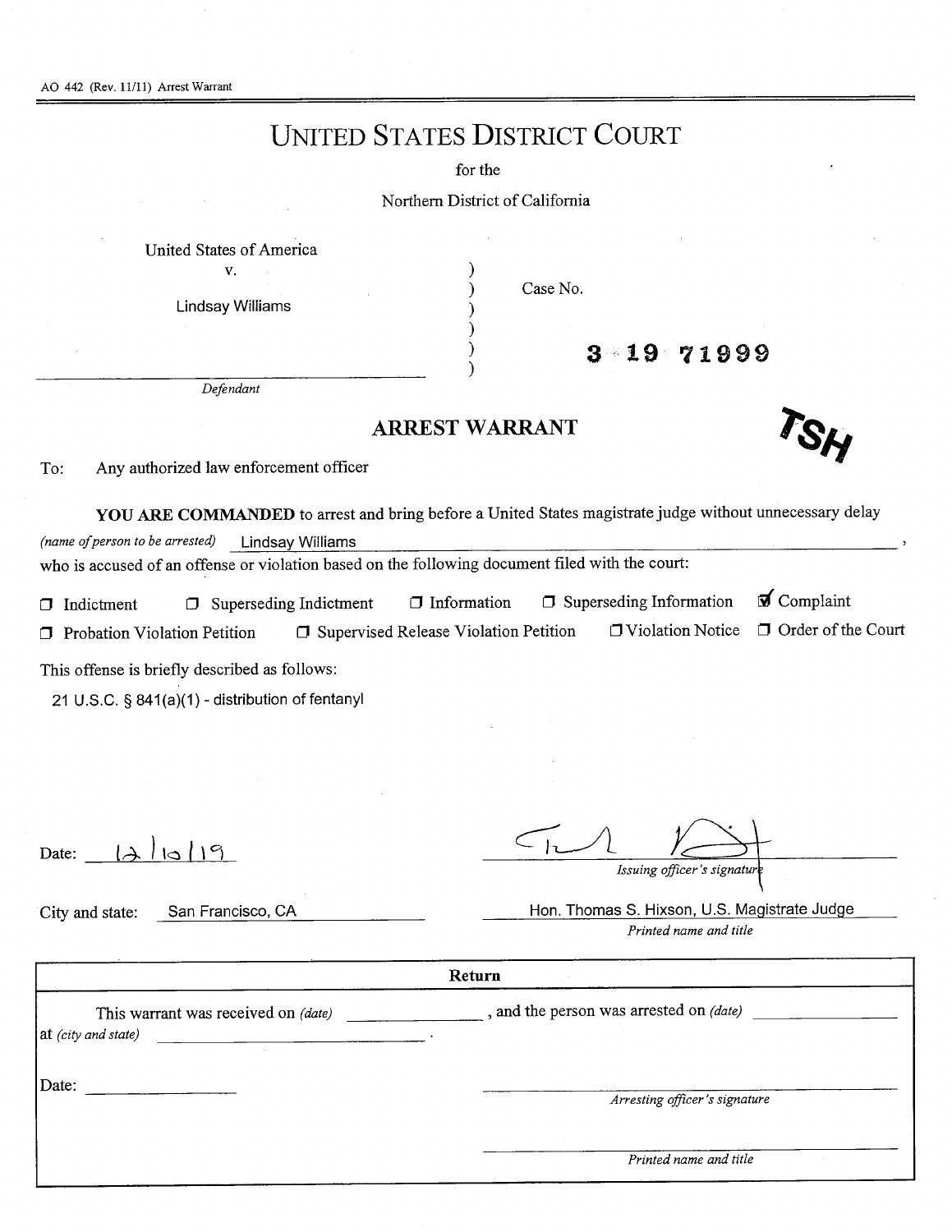AO 442 (Rev. 11/11) Arrest Warrant

# UNITED STATES DISTRICT COURT

for the

Northern District of California

| | |
|---|---|
| United States of America<br>v.<br>Lindsay Williams<br><br>*Defendant* | Case No.<br><br>**3 19 71999** |

**TSH**

## ARREST WARRANT

To: Any authorized law enforcement officer

**YOU ARE COMMANDED** to arrest and bring before a United States magistrate judge without unnecessary delay *(name of person to be arrested)* Lindsay Williams,
who is accused of an offense or violation based on the following document filed with the court:

☐ Indictment ☐ Superseding Indictment ☐ Information ☐ Superseding Information ☑ Complaint
☐ Probation Violation Petition ☐ Supervised Release Violation Petition ☐ Violation Notice ☐ Order of the Court

This offense is briefly described as follows:

21 U.S.C. § 841(a)(1) - distribution of fentanyl

Date: 12/10/19

*Issuing officer's signature*

City and state: San Francisco, CA

Hon. Thomas S. Hixson, U.S. Magistrate Judge
*Printed name and title*

| Return |
|---|
| This warrant was received on *(date)* \_\_\_\_\_\_\_\_, and the person was arrested on *(date)* \_\_\_\_\_\_\_\_ at *(city and state)* \_\_\_\_\_\_\_\_. |
| Date: \_\_\_\_\_\_\_\_ &nbsp;&nbsp;&nbsp;&nbsp; \_\_\_\_\_\_\_\_ *Arresting officer's signature* |
| \_\_\_\_\_\_\_\_ *Printed name and title* |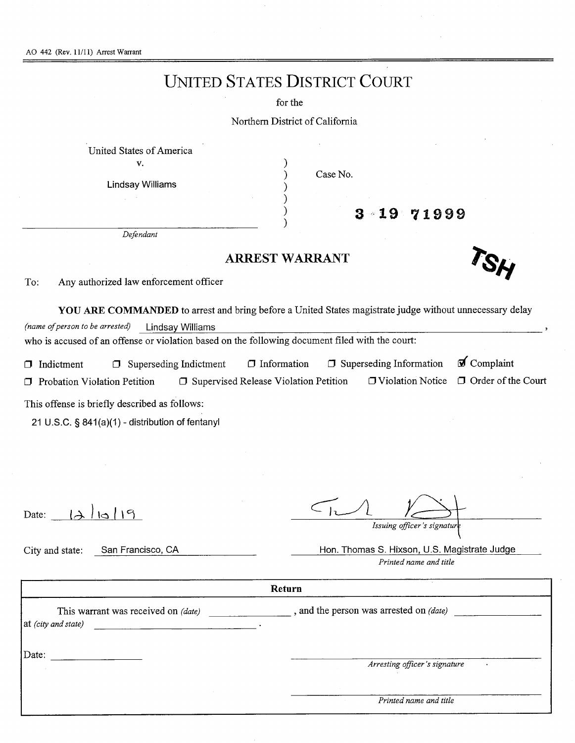AO 442 (Rev. 11/11) Arrest Warrant

# UNITED STATES DISTRICT COURT

for the

Northern District of California

United States of America
v.
Lindsay Williams

*Defendant*

Case No. **3 19 71999**

**TSH**

## ARREST WARRANT

To: Any authorized law enforcement officer

**YOU ARE COMMANDED** to arrest and bring before a United States magistrate judge without unnecessary delay

*(name of person to be arrested)* Lindsay Williams,

who is accused of an offense or violation based on the following document filed with the court:

☐ Indictment ☐ Superseding Indictment ☐ Information ☐ Superseding Information ☑ Complaint

☐ Probation Violation Petition ☐ Supervised Release Violation Petition ☐ Violation Notice ☐ Order of the Court

This offense is briefly described as follows:

21 U.S.C. § 841(a)(1) - distribution of fentanyl

Date: 12/10/19

*Issuing officer's signature*

City and state: San Francisco, CA

Hon. Thomas S. Hixson, U.S. Magistrate Judge
*Printed name and title*

---

**Return**

This warrant was received on *(date)* ______________, and the person was arrested on *(date)* ______________
at *(city and state)* ______________________________.

Date: ______________

*Arresting officer's signature*

*Printed name and title*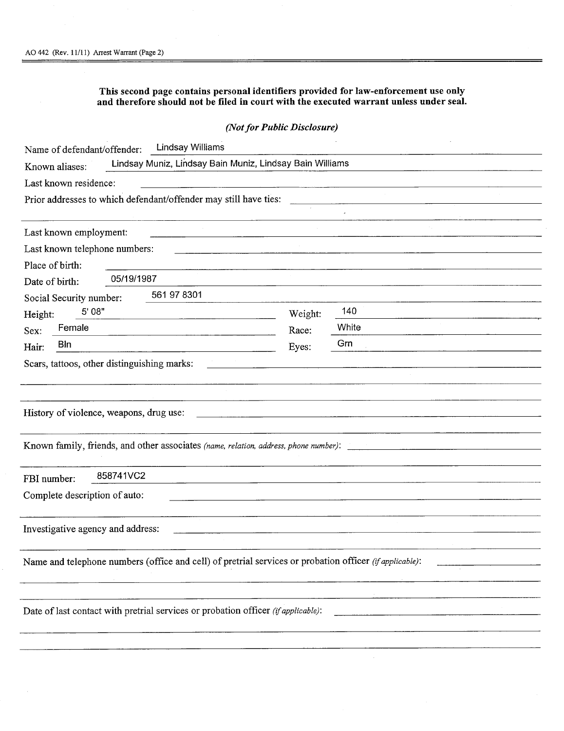AO 442 (Rev. 11/11) Arrest Warrant (Page 2)

**This second page contains personal identifiers provided for law-enforcement use only and therefore should not be filed in court with the executed warrant unless under seal.**

***(Not for Public Disclosure)***

Name of defendant/offender: Lindsay Williams

Known aliases: Lindsay Muniz, Lindsay Bain Muniz, Lindsay Bain Williams

Last known residence:

Prior addresses to which defendant/offender may still have ties:

Last known employment:

Last known telephone numbers:

Place of birth:

Date of birth: 05/19/1987

Social Security number: 561 97 8301

Height: 5' 08" Weight: 140

Sex: Female Race: White

Hair: Bln Eyes: Grn

Scars, tattoos, other distinguishing marks:

History of violence, weapons, drug use:

Known family, friends, and other associates *(name, relation, address, phone number)*:

FBI number: 858741VC2

Complete description of auto:

Investigative agency and address:

Name and telephone numbers (office and cell) of pretrial services or probation officer *(if applicable)*:

Date of last contact with pretrial services or probation officer *(if applicable)*: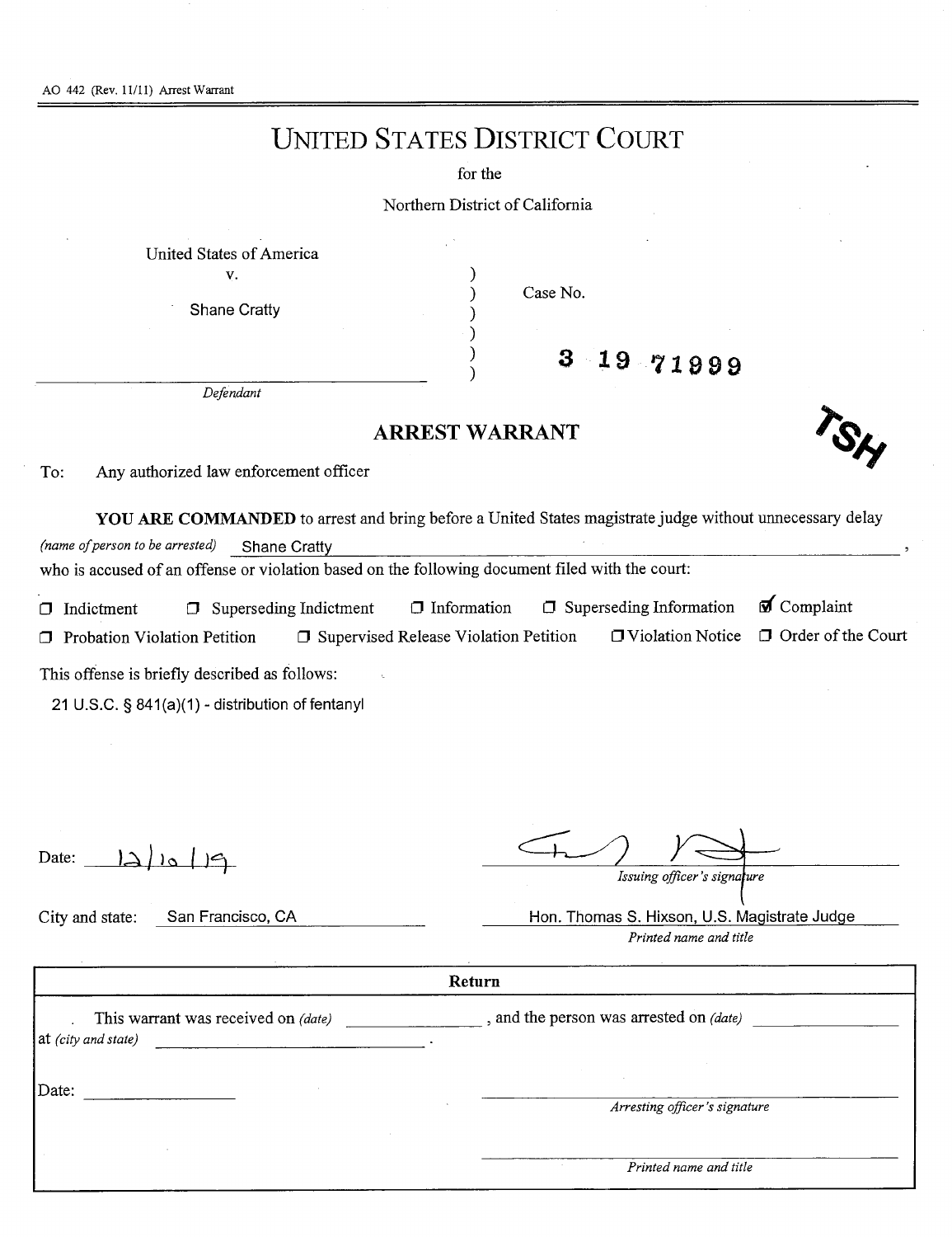AO 442 (Rev. 11/11) Arrest Warrant

# UNITED STATES DISTRICT COURT

for the

Northern District of California

United States of America
v.
Shane Cratty

*Defendant*

Case No. **3 19 71999**

**TSH**

## ARREST WARRANT

To: Any authorized law enforcement officer

**YOU ARE COMMANDED** to arrest and bring before a United States magistrate judge without unnecessary delay

*(name of person to be arrested)* Shane Cratty,

who is accused of an offense or violation based on the following document filed with the court:

☐ Indictment ☐ Superseding Indictment ☐ Information ☐ Superseding Information ☑ Complaint
☐ Probation Violation Petition ☐ Supervised Release Violation Petition ☐ Violation Notice ☐ Order of the Court

This offense is briefly described as follows:

21 U.S.C. § 841(a)(1) - distribution of fentanyl

Date: 12/10/19

*Issuing officer's signature*

City and state: San Francisco, CA

Hon. Thomas S. Hixson, U.S. Magistrate Judge
*Printed name and title*

| Return |
|---|
| This warrant was received on *(date)* \_\_\_\_\_\_\_\_, and the person was arrested on *(date)* \_\_\_\_\_\_\_\_ at *(city and state)* \_\_\_\_\_\_\_\_. |
| Date: \_\_\_\_\_\_\_\_ *Arresting officer's signature* |
| *Printed name and title* |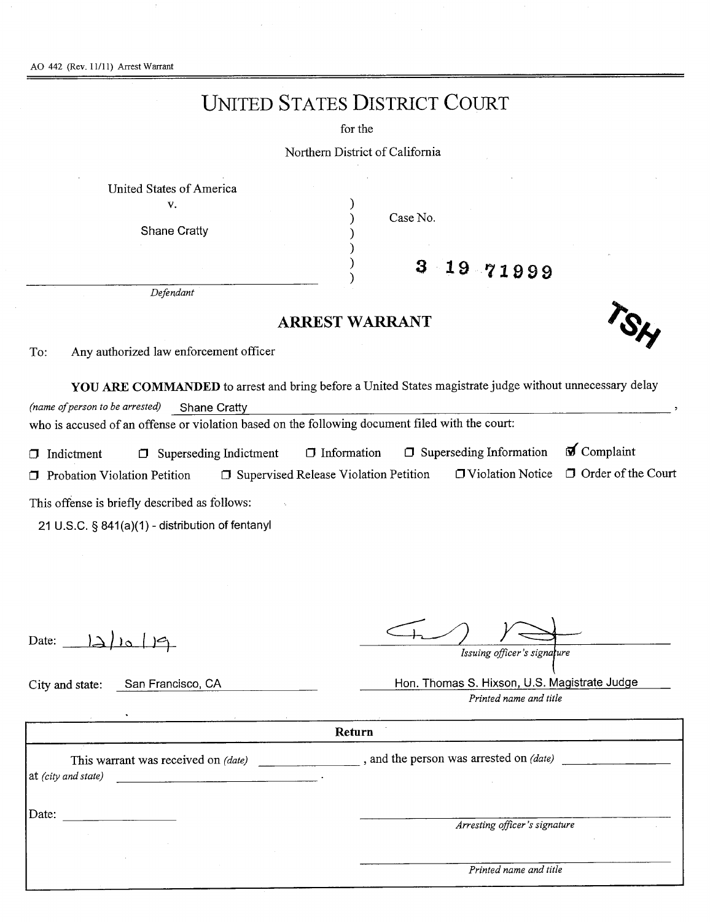AO 442 (Rev. 11/11) Arrest Warrant

# UNITED STATES DISTRICT COURT

for the

Northern District of California

United States of America
v.
Shane Cratty

*Defendant*

Case No.

**3 19 71999**

**TSH**

## ARREST WARRANT

To: Any authorized law enforcement officer

**YOU ARE COMMANDED** to arrest and bring before a United States magistrate judge without unnecessary delay

*(name of person to be arrested)* Shane Cratty,

who is accused of an offense or violation based on the following document filed with the court:

☐ Indictment ☐ Superseding Indictment ☐ Information ☐ Superseding Information ☑ Complaint
☐ Probation Violation Petition ☐ Supervised Release Violation Petition ☐ Violation Notice ☐ Order of the Court

This offense is briefly described as follows:

21 U.S.C. § 841(a)(1) - distribution of fentanyl

Date: 12/10/19

*Issuing officer's signature*

City and state: San Francisco, CA

Hon. Thomas S. Hixson, U.S. Magistrate Judge
*Printed name and title*

**Return**

This warrant was received on *(date)* \_\_\_\_\_\_\_\_\_\_, and the person was arrested on *(date)* \_\_\_\_\_\_\_\_\_\_
at *(city and state)* \_\_\_\_\_\_\_\_\_\_\_\_\_\_\_\_\_\_\_\_.

Date: \_\_\_\_\_\_\_\_\_\_

*Arresting officer's signature*

*Printed name and title*